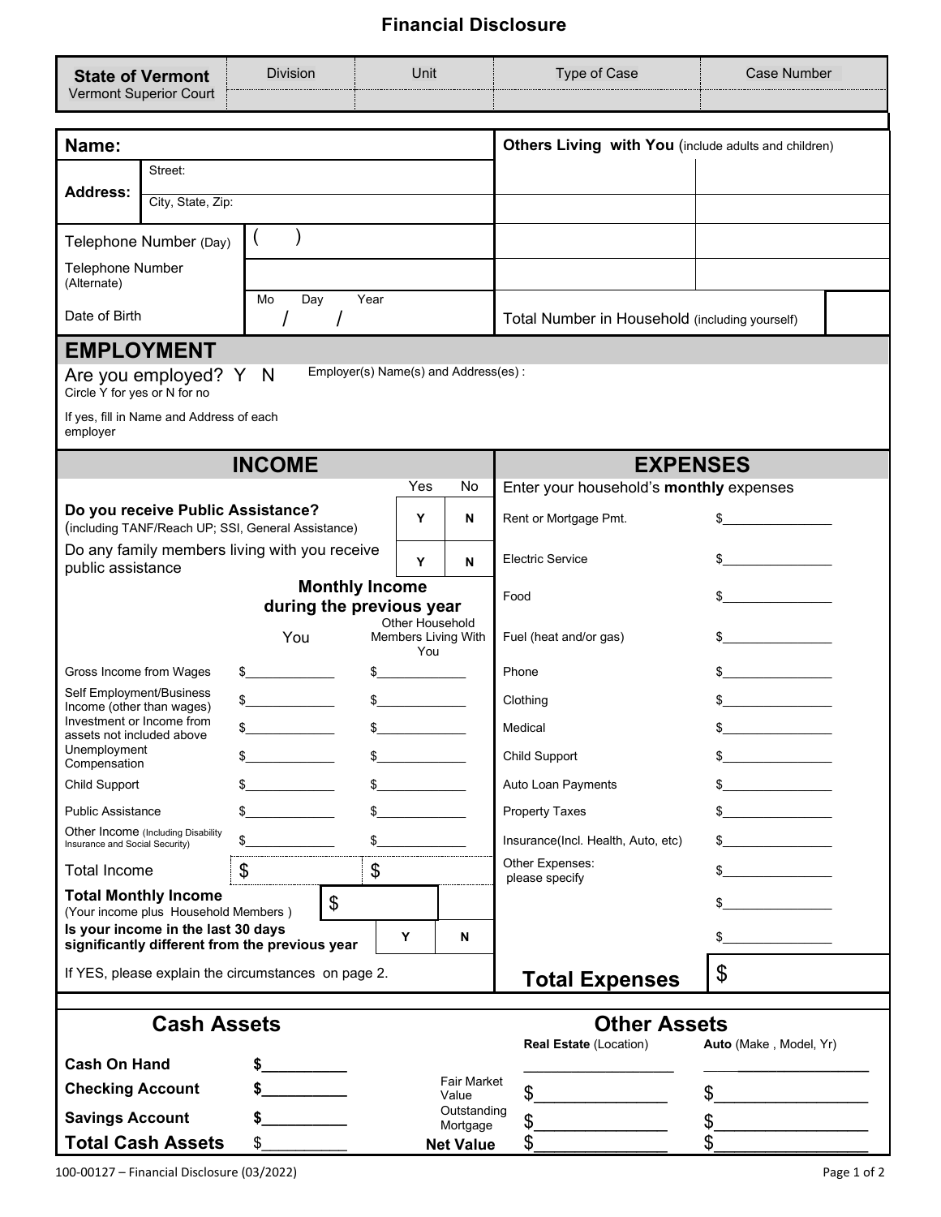# Financial Disclosure

| State of Vermont<br>Vermont Superior Court | Division | Unit | Type of Case | Case Number |
|---|---|---|---|---|
| | | | | |

| **Name:** | | **Others Living with You** (include adults and children) | |
|---|---|---|---|
| **Address:** | Street: | | |
| | City, State, Zip: | | |
| Telephone Number (Day) | ( ) | | |
| Telephone Number (Alternate) | | | |
| Date of Birth | Mo / Day / Year | Total Number in Household (including yourself) | |

## EMPLOYMENT

Are you employed? Y N
Circle Y for yes or N for no

If yes, fill in Name and Address of each employer

Employer(s) Name(s) and Address(es) :

## INCOME

| | Yes | No |
|---|---|---|
| **Do you receive Public Assistance?** (including TANF/Reach UP; SSI, General Assistance) | Y | N |
| Do any family members living with you receive public assistance | Y | N |

**Monthly Income during the previous year**

| | You | Other Household Members Living With You |
|---|---|---|
| Gross Income from Wages | $\_\_\_\_\_\_\_\_ | $\_\_\_\_\_\_\_\_ |
| Self Employment/Business Income (other than wages) | $\_\_\_\_\_\_\_\_ | $\_\_\_\_\_\_\_\_ |
| Investment or Income from assets not included above | $\_\_\_\_\_\_\_\_ | $\_\_\_\_\_\_\_\_ |
| Unemployment Compensation | $\_\_\_\_\_\_\_\_ | $\_\_\_\_\_\_\_\_ |
| Child Support | $\_\_\_\_\_\_\_\_ | $\_\_\_\_\_\_\_\_ |
| Public Assistance | $\_\_\_\_\_\_\_\_ | $\_\_\_\_\_\_\_\_ |
| Other Income (Including Disability Insurance and Social Security) | $\_\_\_\_\_\_\_\_ | $\_\_\_\_\_\_\_\_ |
| Total Income | $ | $ |

**Total Monthly Income** (Your income plus Household Members ) $

**Is your income in the last 30 days significantly different from the previous year** Y N

If YES, please explain the circumstances on page 2.

## EXPENSES

Enter your household's **monthly** expenses

| Expense | Amount |
|---|---|
| Rent or Mortgage Pmt. | $\_\_\_\_\_\_\_\_ |
| Electric Service | $\_\_\_\_\_\_\_\_ |
| Food | $\_\_\_\_\_\_\_\_ |
| Fuel (heat and/or gas) | $\_\_\_\_\_\_\_\_ |
| Phone | $\_\_\_\_\_\_\_\_ |
| Clothing | $\_\_\_\_\_\_\_\_ |
| Medical | $\_\_\_\_\_\_\_\_ |
| Child Support | $\_\_\_\_\_\_\_\_ |
| Auto Loan Payments | $\_\_\_\_\_\_\_\_ |
| Property Taxes | $\_\_\_\_\_\_\_\_ |
| Insurance(Incl. Health, Auto, etc) | $\_\_\_\_\_\_\_\_ |
| Other Expenses: please specify | $\_\_\_\_\_\_\_\_ |
| | $\_\_\_\_\_\_\_\_ |
| | $\_\_\_\_\_\_\_\_ |
| **Total Expenses** | $ |

## Cash Assets

| | |
|---|---|
| **Cash On Hand** | $\_\_\_\_\_\_\_\_ |
| **Checking Account** | $\_\_\_\_\_\_\_\_ |
| **Savings Account** | $\_\_\_\_\_\_\_\_ |
| **Total Cash Assets** | $\_\_\_\_\_\_\_\_ |

## Other Assets

| | **Real Estate** (Location) | **Auto** (Make , Model, Yr) |
|---|---|---|
| | \_\_\_\_\_\_\_\_ | \_\_\_\_\_\_\_\_ |
| Fair Market Value | $\_\_\_\_\_\_\_\_ | $\_\_\_\_\_\_\_\_ |
| Outstanding Mortgage | $\_\_\_\_\_\_\_\_ | $\_\_\_\_\_\_\_\_ |
| **Net Value** | $\_\_\_\_\_\_\_\_ | $\_\_\_\_\_\_\_\_ |

100-00127 – Financial Disclosure (03/2022)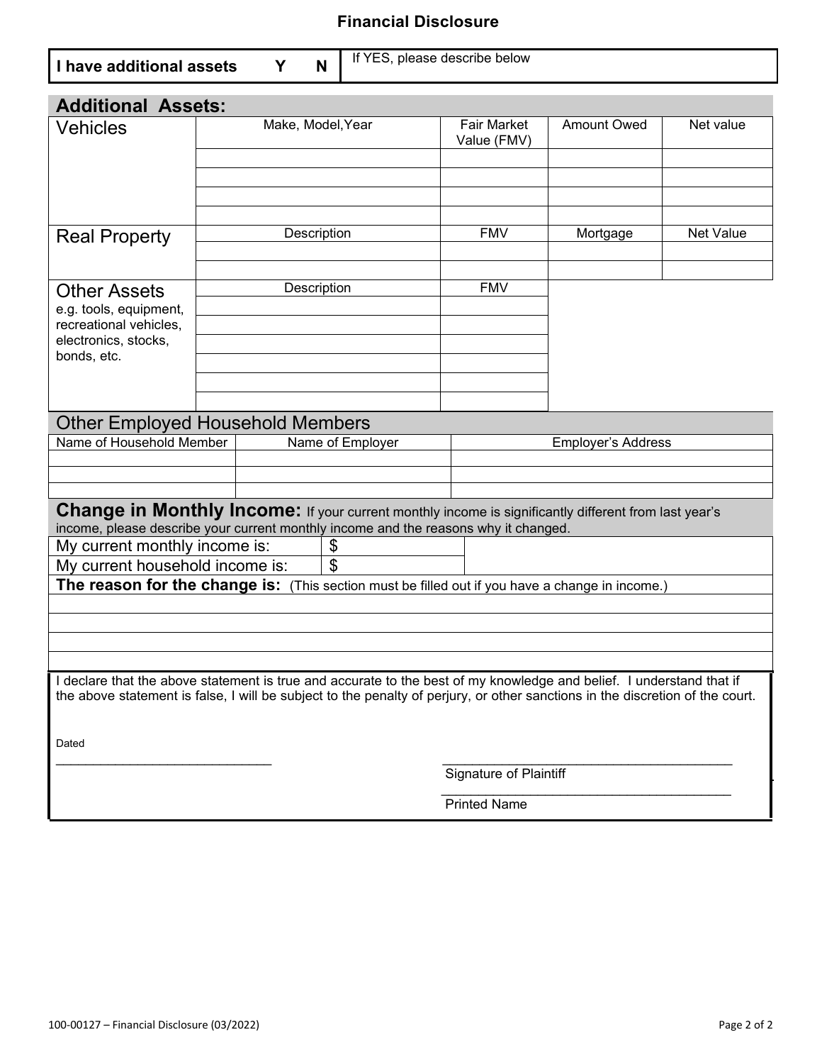# Financial Disclosure

| I have additional assets Y N | If YES, please describe below |
|---|---|

## Additional Assets:

| Vehicles | Make, Model, Year | Fair Market Value (FMV) | Amount Owed | Net value |
|---|---|---|---|---|
| | | | | |
| | | | | |
| | | | | |
| | | | | |

| Real Property | Description | FMV | Mortgage | Net Value |
|---|---|---|---|---|
| | | | | |
| | | | | |

| Other Assets e.g. tools, equipment, recreational vehicles, electronics, stocks, bonds, etc. | Description | FMV |
|---|---|---|
| | | |
| | | |
| | | |
| | | |
| | | |
| | | |

## Other Employed Household Members

| Name of Household Member | Name of Employer | Employer's Address |
|---|---|---|
| | | |
| | | |
| | | |

## Change in Monthly Income:

If your current monthly income is significantly different from last year's income, please describe your current monthly income and the reasons why it changed.

| | | |
|---|---|---|
| My current monthly income is: | $ | |
| My current household income is: | $ | |

**The reason for the change is:** (This section must be filled out if you have a change in income.)

_______________________________________________

_______________________________________________

_______________________________________________

_______________________________________________

I declare that the above statement is true and accurate to the best of my knowledge and belief. I understand that if the above statement is false, I will be subject to the penalty of perjury, or other sanctions in the discretion of the court.

Dated

______________________________ ________________________________________

Signature of Plaintiff

________________________________________

Printed Name

100-00127 – Financial Disclosure (03/2022)